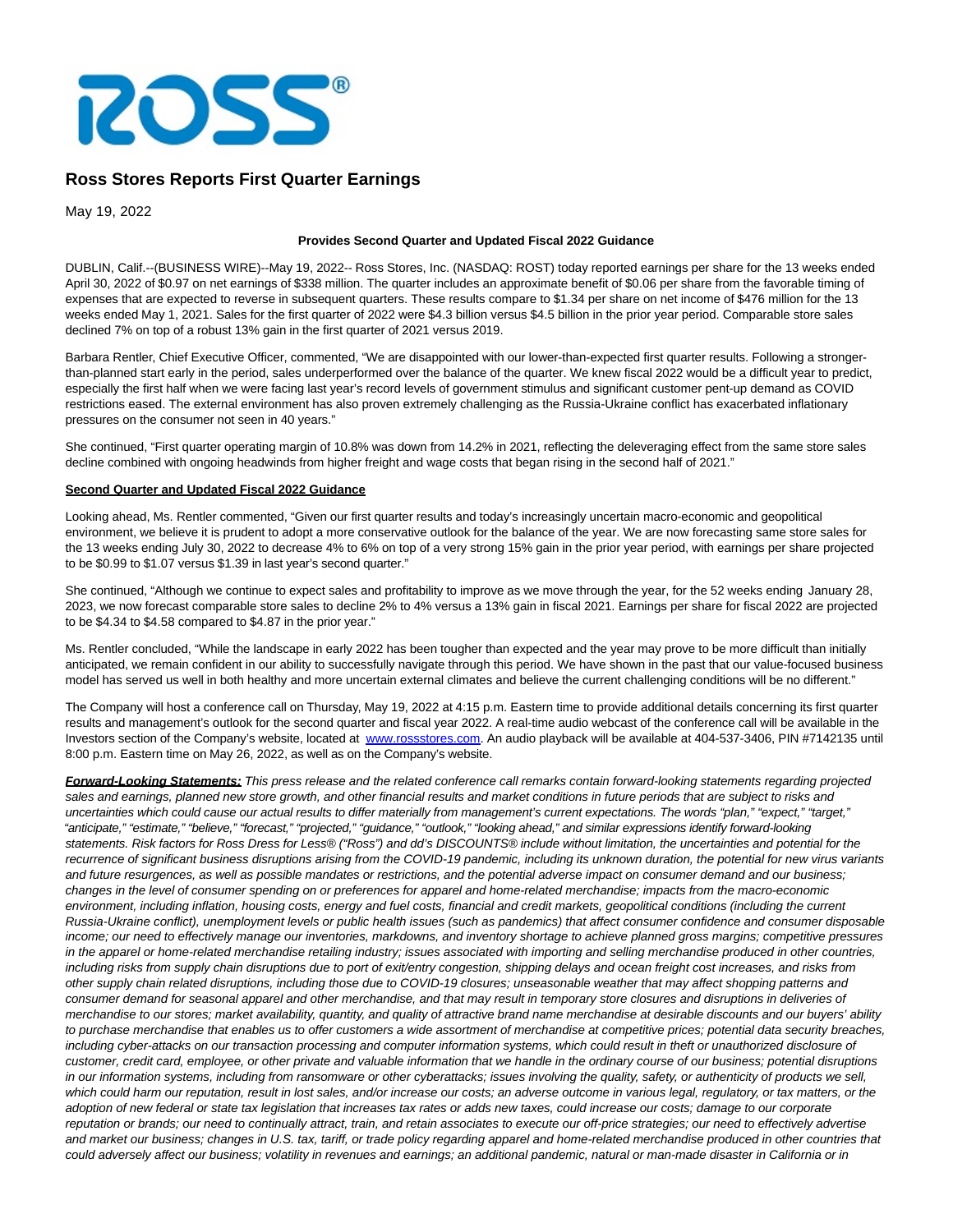# Ross Stores Reports First Quarter Earnings

May 19, 2022

**Provides Second Quarter and Updated Fiscal 2022 Guidance**

DUBLIN, Calif.--(BUSINESS WIRE)--May 19, 2022-- Ross Stores, Inc. (NASDAQ: ROST) today reported earnings per share for the 13 weeks ended April 30, 2022 of $0.97 on net earnings of $338 million. The quarter includes an approximate benefit of $0.06 per share from the favorable timing of expenses that are expected to reverse in subsequent quarters. These results compare to $1.34 per share on net income of $476 million for the 13 weeks ended May 1, 2021. Sales for the first quarter of 2022 were $4.3 billion versus $4.5 billion in the prior year period. Comparable store sales declined 7% on top of a robust 13% gain in the first quarter of 2021 versus 2019.

Barbara Rentler, Chief Executive Officer, commented, "We are disappointed with our lower-than-expected first quarter results. Following a stronger-than-planned start early in the period, sales underperformed over the balance of the quarter. We knew fiscal 2022 would be a difficult year to predict, especially the first half when we were facing last year's record levels of government stimulus and significant customer pent-up demand as COVID restrictions eased. The external environment has also proven extremely challenging as the Russia-Ukraine conflict has exacerbated inflationary pressures on the consumer not seen in 40 years."

She continued, "First quarter operating margin of 10.8% was down from 14.2% in 2021, reflecting the deleveraging effect from the same store sales decline combined with ongoing headwinds from higher freight and wage costs that began rising in the second half of 2021."

**Second Quarter and Updated Fiscal 2022 Guidance**

Looking ahead, Ms. Rentler commented, "Given our first quarter results and today's increasingly uncertain macro-economic and geopolitical environment, we believe it is prudent to adopt a more conservative outlook for the balance of the year. We are now forecasting same store sales for the 13 weeks ending July 30, 2022 to decrease 4% to 6% on top of a very strong 15% gain in the prior year period, with earnings per share projected to be $0.99 to $1.07 versus $1.39 in last year's second quarter."

She continued, "Although we continue to expect sales and profitability to improve as we move through the year, for the 52 weeks ending January 28, 2023, we now forecast comparable store sales to decline 2% to 4% versus a 13% gain in fiscal 2021. Earnings per share for fiscal 2022 are projected to be $4.34 to $4.58 compared to $4.87 in the prior year."

Ms. Rentler concluded, "While the landscape in early 2022 has been tougher than expected and the year may prove to be more difficult than initially anticipated, we remain confident in our ability to successfully navigate through this period. We have shown in the past that our value-focused business model has served us well in both healthy and more uncertain external climates and believe the current challenging conditions will be no different."

The Company will host a conference call on Thursday, May 19, 2022 at 4:15 p.m. Eastern time to provide additional details concerning its first quarter results and management's outlook for the second quarter and fiscal year 2022. A real-time audio webcast of the conference call will be available in the Investors section of the Company's website, located at www.rossstores.com. An audio playback will be available at 404-537-3406, PIN #7142135 until 8:00 p.m. Eastern time on May 26, 2022, as well as on the Company's website.

***Forward-Looking Statements:*** *This press release and the related conference call remarks contain forward-looking statements regarding projected sales and earnings, planned new store growth, and other financial results and market conditions in future periods that are subject to risks and uncertainties which could cause our actual results to differ materially from management's current expectations. The words "plan," "expect," "target," "anticipate," "estimate," "believe," "forecast," "projected," "guidance," "outlook," "looking ahead," and similar expressions identify forward-looking statements. Risk factors for Ross Dress for Less® ("Ross") and dd's DISCOUNTS® include without limitation, the uncertainties and potential for the recurrence of significant business disruptions arising from the COVID-19 pandemic, including its unknown duration, the potential for new virus variants and future resurgences, as well as possible mandates or restrictions, and the potential adverse impact on consumer demand and our business; changes in the level of consumer spending on or preferences for apparel and home-related merchandise; impacts from the macro-economic environment, including inflation, housing costs, energy and fuel costs, financial and credit markets, geopolitical conditions (including the current Russia-Ukraine conflict), unemployment levels or public health issues (such as pandemics) that affect consumer confidence and consumer disposable income; our need to effectively manage our inventories, markdowns, and inventory shortage to achieve planned gross margins; competitive pressures in the apparel or home-related merchandise retailing industry; issues associated with importing and selling merchandise produced in other countries, including risks from supply chain disruptions due to port of exit/entry congestion, shipping delays and ocean freight cost increases, and risks from other supply chain related disruptions, including those due to COVID-19 closures; unseasonable weather that may affect shopping patterns and consumer demand for seasonal apparel and other merchandise, and that may result in temporary store closures and disruptions in deliveries of merchandise to our stores; market availability, quantity, and quality of attractive brand name merchandise at desirable discounts and our buyers' ability to purchase merchandise that enables us to offer customers a wide assortment of merchandise at competitive prices; potential data security breaches, including cyber-attacks on our transaction processing and computer information systems, which could result in theft or unauthorized disclosure of customer, credit card, employee, or other private and valuable information that we handle in the ordinary course of our business; potential disruptions in our information systems, including from ransomware or other cyberattacks; issues involving the quality, safety, or authenticity of products we sell, which could harm our reputation, result in lost sales, and/or increase our costs; an adverse outcome in various legal, regulatory, or tax matters, or the adoption of new federal or state tax legislation that increases tax rates or adds new taxes, could increase our costs; damage to our corporate reputation or brands; our need to continually attract, train, and retain associates to execute our off-price strategies; our need to effectively advertise and market our business; changes in U.S. tax, tariff, or trade policy regarding apparel and home-related merchandise produced in other countries that could adversely affect our business; volatility in revenues and earnings; an additional pandemic, natural or man-made disaster in California or in*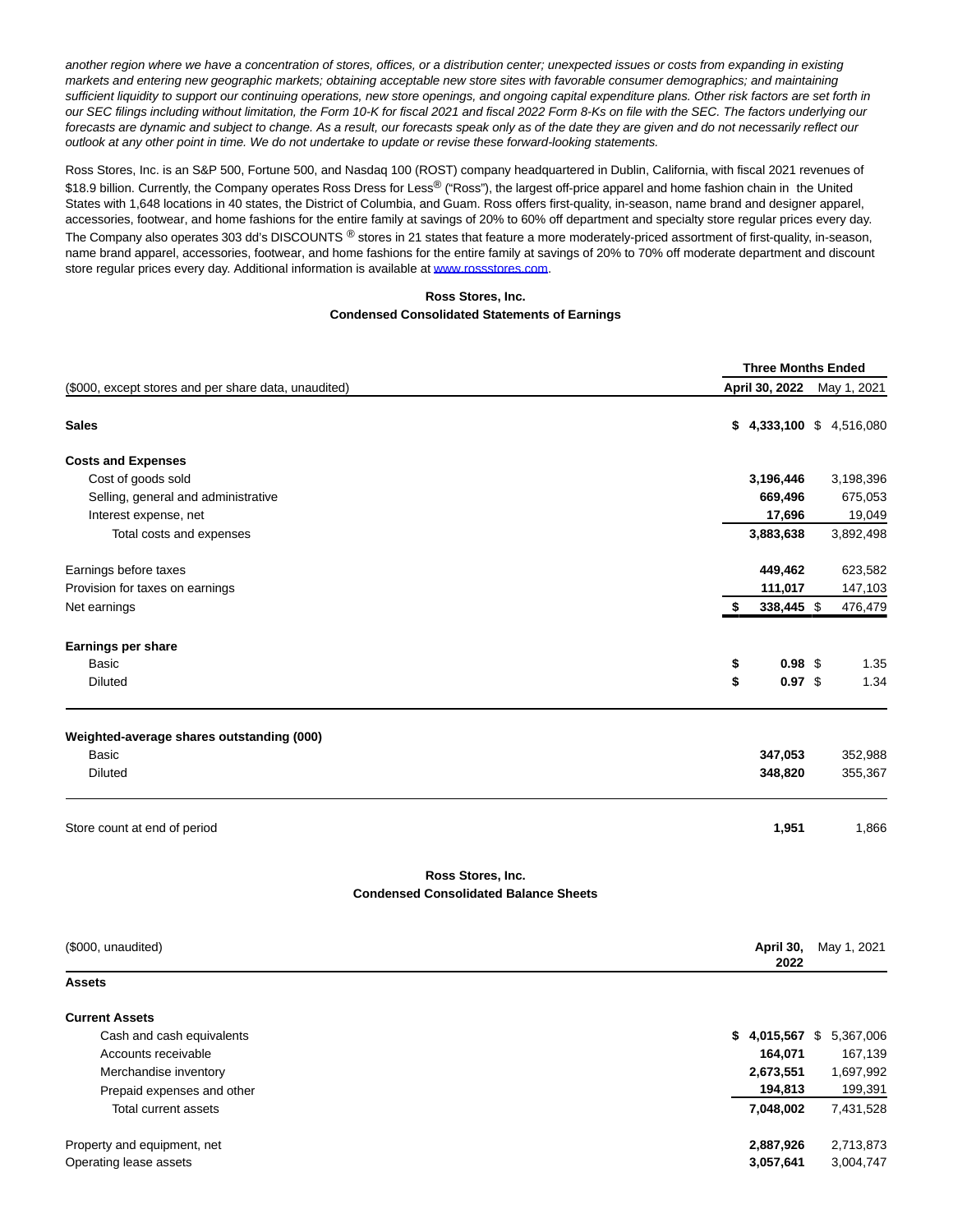*another region where we have a concentration of stores, offices, or a distribution center; unexpected issues or costs from expanding in existing markets and entering new geographic markets; obtaining acceptable new store sites with favorable consumer demographics; and maintaining sufficient liquidity to support our continuing operations, new store openings, and ongoing capital expenditure plans. Other risk factors are set forth in our SEC filings including without limitation, the Form 10-K for fiscal 2021 and fiscal 2022 Form 8-Ks on file with the SEC. The factors underlying our forecasts are dynamic and subject to change. As a result, our forecasts speak only as of the date they are given and do not necessarily reflect our outlook at any other point in time. We do not undertake to update or revise these forward-looking statements.*

Ross Stores, Inc. is an S&P 500, Fortune 500, and Nasdaq 100 (ROST) company headquartered in Dublin, California, with fiscal 2021 revenues of $18.9 billion. Currently, the Company operates Ross Dress for Less® ("Ross"), the largest off-price apparel and home fashion chain in the United States with 1,648 locations in 40 states, the District of Columbia, and Guam. Ross offers first-quality, in-season, name brand and designer apparel, accessories, footwear, and home fashions for the entire family at savings of 20% to 60% off department and specialty store regular prices every day. The Company also operates 303 dd's DISCOUNTS ® stores in 21 states that feature a more moderately-priced assortment of first-quality, in-season, name brand apparel, accessories, footwear, and home fashions for the entire family at savings of 20% to 70% off moderate department and discount store regular prices every day. Additional information is available at www.rossstores.com.

**Ross Stores, Inc.**
**Condensed Consolidated Statements of Earnings**

| | Three Months Ended | |
|---|---|---|
| ($000, except stores and per share data, unaudited) | **April 30, 2022** | May 1, 2021 |
| **Sales** | **$ 4,333,100** | $ 4,516,080 |
| **Costs and Expenses** | | |
| Cost of goods sold | **3,196,446** | 3,198,396 |
| Selling, general and administrative | **669,496** | 675,053 |
| Interest expense, net | **17,696** | 19,049 |
| Total costs and expenses | **3,883,638** | 3,892,498 |
| Earnings before taxes | **449,462** | 623,582 |
| Provision for taxes on earnings | **111,017** | 147,103 |
| Net earnings | **$ 338,445** | $ 476,479 |
| **Earnings per share** | | |
| Basic | **$ 0.98** | $ 1.35 |
| Diluted | **$ 0.97** | $ 1.34 |
| **Weighted-average shares outstanding (000)** | | |
| Basic | **347,053** | 352,988 |
| Diluted | **348,820** | 355,367 |
| Store count at end of period | **1,951** | 1,866 |

**Ross Stores, Inc.**
**Condensed Consolidated Balance Sheets**

| ($000, unaudited) | **April 30, 2022** | May 1, 2021 |
|---|---|---|
| **Assets** | | |
| **Current Assets** | | |
| Cash and cash equivalents | **$ 4,015,567** | $ 5,367,006 |
| Accounts receivable | **164,071** | 167,139 |
| Merchandise inventory | **2,673,551** | 1,697,992 |
| Prepaid expenses and other | **194,813** | 199,391 |
| Total current assets | **7,048,002** | 7,431,528 |
| Property and equipment, net | **2,887,926** | 2,713,873 |
| Operating lease assets | **3,057,641** | 3,004,747 |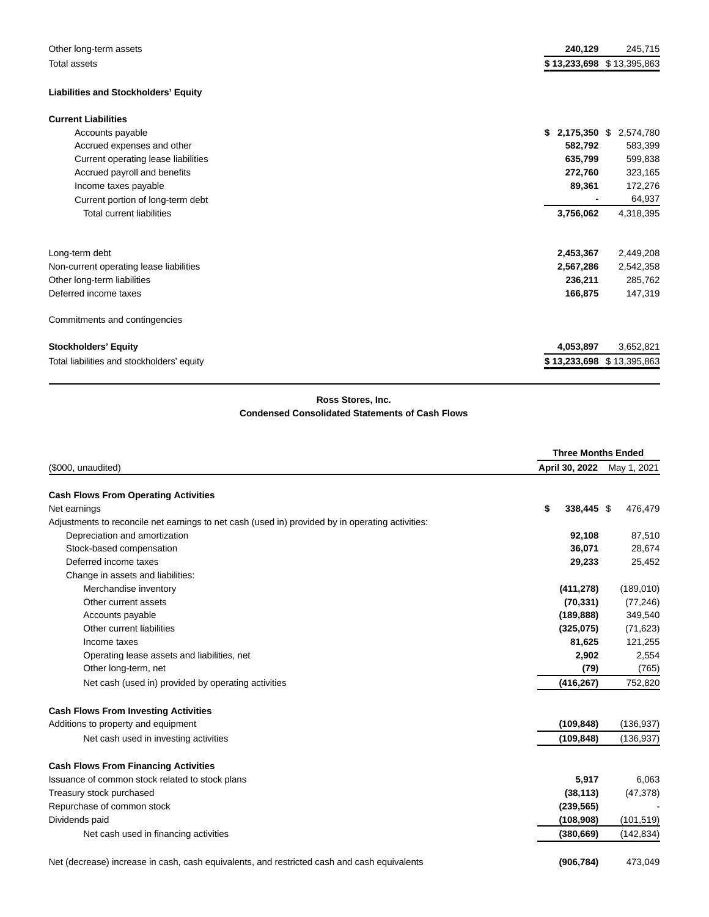| | | |
|---|---|---|
| Other long-term assets | **240,129** | 245,715 |
| Total assets | **$ 13,233,698** | $ 13,395,863 |
| | | |
| **Liabilities and Stockholders' Equity** | | |
| | | |
| **Current Liabilities** | | |
| Accounts payable | **$ 2,175,350** | $ 2,574,780 |
| Accrued expenses and other | **582,792** | 583,399 |
| Current operating lease liabilities | **635,799** | 599,838 |
| Accrued payroll and benefits | **272,760** | 323,165 |
| Income taxes payable | **89,361** | 172,276 |
| Current portion of long-term debt | **-** | 64,937 |
| Total current liabilities | **3,756,062** | 4,318,395 |
| | | |
| Long-term debt | **2,453,367** | 2,449,208 |
| Non-current operating lease liabilities | **2,567,286** | 2,542,358 |
| Other long-term liabilities | **236,211** | 285,762 |
| Deferred income taxes | **166,875** | 147,319 |
| | | |
| Commitments and contingencies | | |
| | | |
| **Stockholders' Equity** | **4,053,897** | 3,652,821 |
| Total liabilities and stockholders' equity | **$ 13,233,698** | $ 13,395,863 |

**Ross Stores, Inc.**
**Condensed Consolidated Statements of Cash Flows**

| | Three Months Ended | |
|---|---|---|
| ($000, unaudited) | April 30, 2022 | May 1, 2021 |
| **Cash Flows From Operating Activities** | | |
| Net earnings | **$ 338,445** | $ 476,479 |
| Adjustments to reconcile net earnings to net cash (used in) provided by operating activities: | | |
| Depreciation and amortization | **92,108** | 87,510 |
| Stock-based compensation | **36,071** | 28,674 |
| Deferred income taxes | **29,233** | 25,452 |
| Change in assets and liabilities: | | |
| Merchandise inventory | **(411,278)** | (189,010) |
| Other current assets | **(70,331)** | (77,246) |
| Accounts payable | **(189,888)** | 349,540 |
| Other current liabilities | **(325,075)** | (71,623) |
| Income taxes | **81,625** | 121,255 |
| Operating lease assets and liabilities, net | **2,902** | 2,554 |
| Other long-term, net | **(79)** | (765) |
| Net cash (used in) provided by operating activities | **(416,267)** | 752,820 |
| | | |
| **Cash Flows From Investing Activities** | | |
| Additions to property and equipment | **(109,848)** | (136,937) |
| Net cash used in investing activities | **(109,848)** | (136,937) |
| | | |
| **Cash Flows From Financing Activities** | | |
| Issuance of common stock related to stock plans | **5,917** | 6,063 |
| Treasury stock purchased | **(38,113)** | (47,378) |
| Repurchase of common stock | **(239,565)** | - |
| Dividends paid | **(108,908)** | (101,519) |
| Net cash used in financing activities | **(380,669)** | (142,834) |
| | | |
| Net (decrease) increase in cash, cash equivalents, and restricted cash and cash equivalents | **(906,784)** | 473,049 |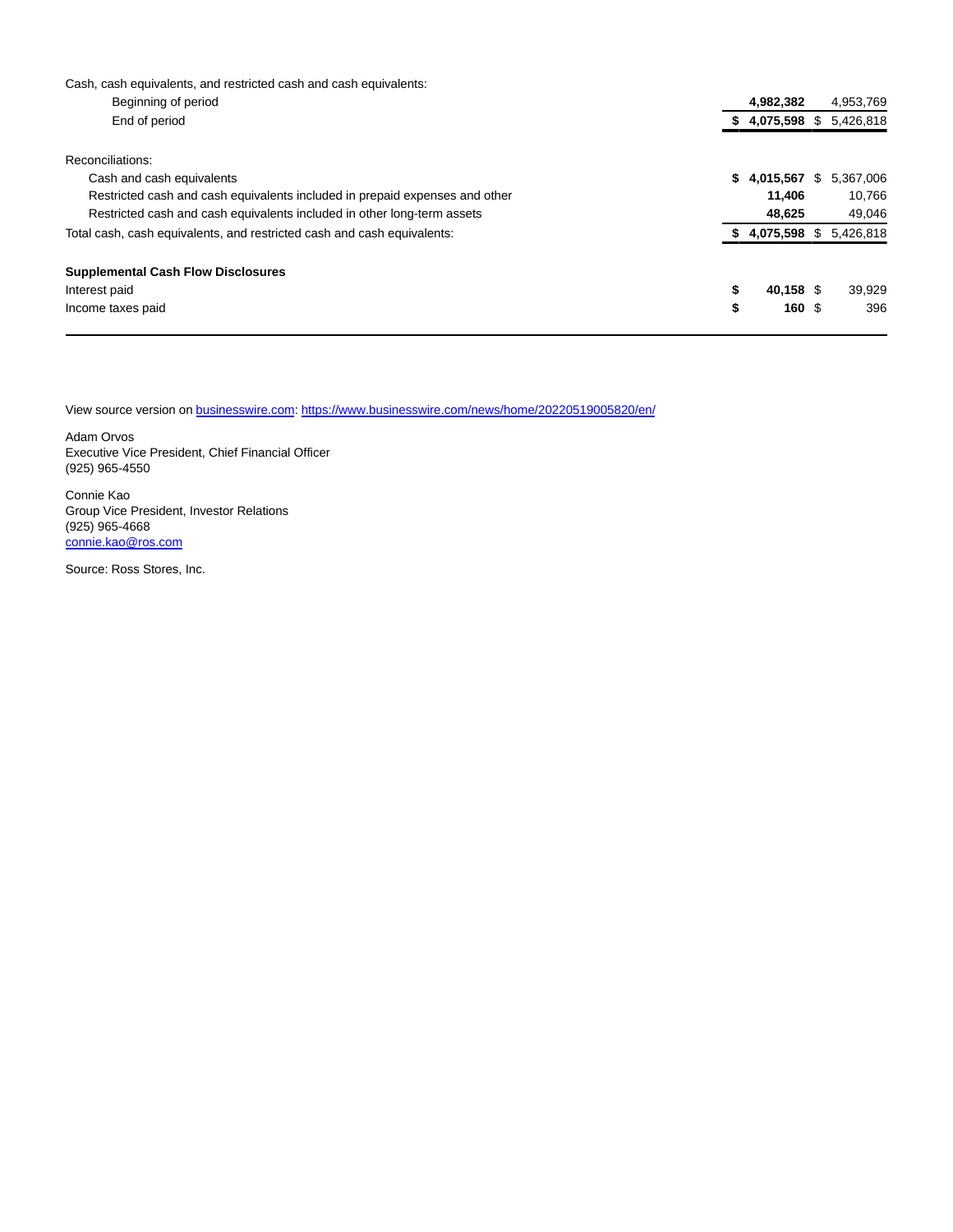| | | |
|---|---|---|
| Cash, cash equivalents, and restricted cash and cash equivalents: | | |
| Beginning of period | **4,982,382** | 4,953,769 |
| End of period | **$ 4,075,598** | $ 5,426,818 |
| | | |
| Reconciliations: | | |
| Cash and cash equivalents | **$ 4,015,567** | $ 5,367,006 |
| Restricted cash and cash equivalents included in prepaid expenses and other | **11,406** | 10,766 |
| Restricted cash and cash equivalents included in other long-term assets | **48,625** | 49,046 |
| Total cash, cash equivalents, and restricted cash and cash equivalents: | **$ 4,075,598** | $ 5,426,818 |
| | | |
| **Supplemental Cash Flow Disclosures** | | |
| Interest paid | **$ 40,158** | $ 39,929 |
| Income taxes paid | **$ 160** | $ 396 |

View source version on businesswire.com: https://www.businesswire.com/news/home/20220519005820/en/

Adam Orvos
Executive Vice President, Chief Financial Officer
(925) 965-4550

Connie Kao
Group Vice President, Investor Relations
(925) 965-4668
connie.kao@ros.com

Source: Ross Stores, Inc.